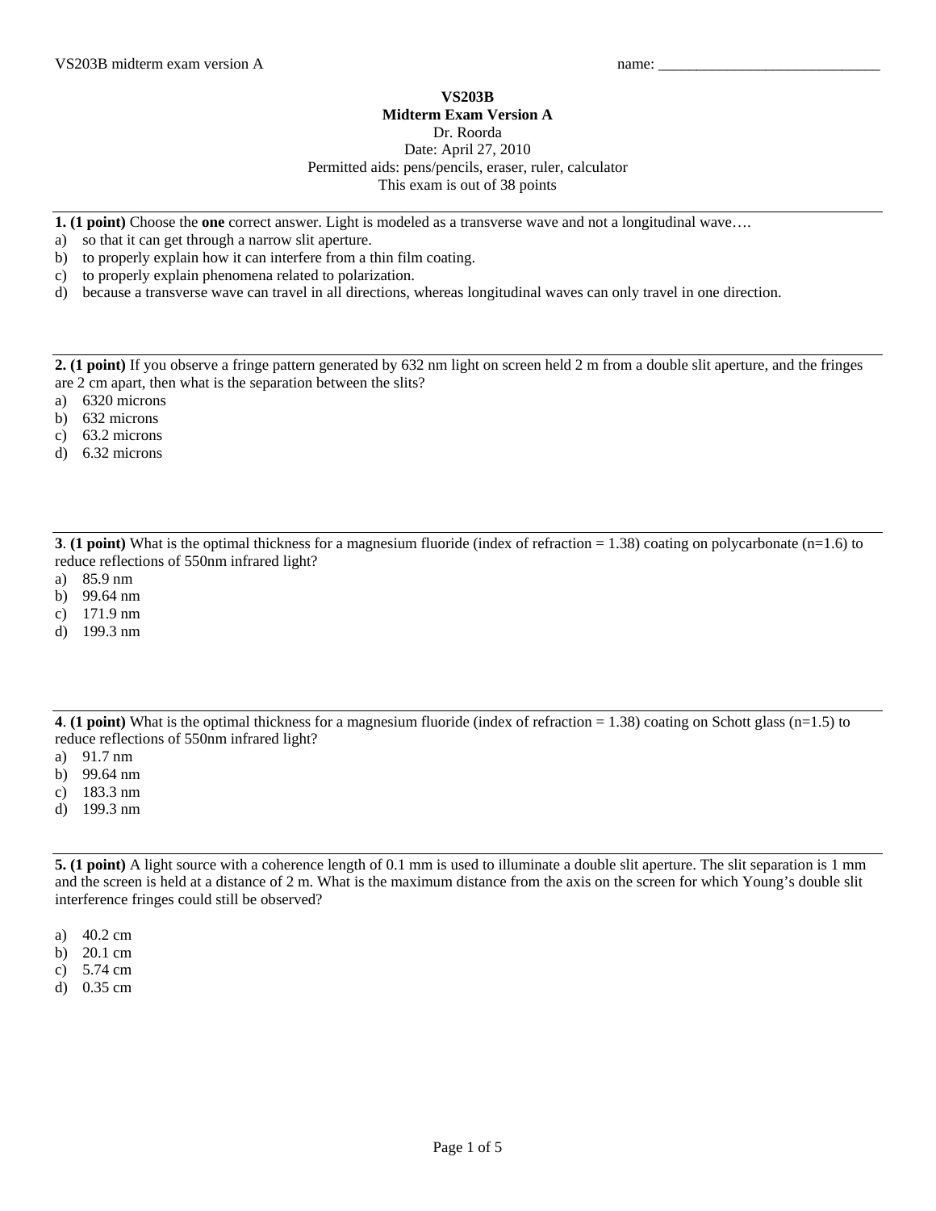name: ______________________________

**VS203B**
**Midterm Exam Version A**
Dr. Roorda
Date: April 27, 2010
Permitted aids: pens/pencils, eraser, ruler, calculator
This exam is out of 38 points

---

**1. (1 point)** Choose the **one** correct answer. Light is modeled as a transverse wave and not a longitudinal wave….

a) so that it can get through a narrow slit aperture.
b) to properly explain how it can interfere from a thin film coating.
c) to properly explain phenomena related to polarization.
d) because a transverse wave can travel in all directions, whereas longitudinal waves can only travel in one direction.

---

**2. (1 point)** If you observe a fringe pattern generated by 632 nm light on screen held 2 m from a double slit aperture, and the fringes are 2 cm apart, then what is the separation between the slits?

a) 6320 microns
b) 632 microns
c) 63.2 microns
d) 6.32 microns

---

**3**. **(1 point)** What is the optimal thickness for a magnesium fluoride (index of refraction = 1.38) coating on polycarbonate (n=1.6) to reduce reflections of 550nm infrared light?

a) 85.9 nm
b) 99.64 nm
c) 171.9 nm
d) 199.3 nm

---

**4**. **(1 point)** What is the optimal thickness for a magnesium fluoride (index of refraction = 1.38) coating on Schott glass (n=1.5) to reduce reflections of 550nm infrared light?

a) 91.7 nm
b) 99.64 nm
c) 183.3 nm
d) 199.3 nm

---

**5. (1 point)** A light source with a coherence length of 0.1 mm is used to illuminate a double slit aperture. The slit separation is 1 mm and the screen is held at a distance of 2 m. What is the maximum distance from the axis on the screen for which Young's double slit interference fringes could still be observed?

a) 40.2 cm
b) 20.1 cm
c) 5.74 cm
d) 0.35 cm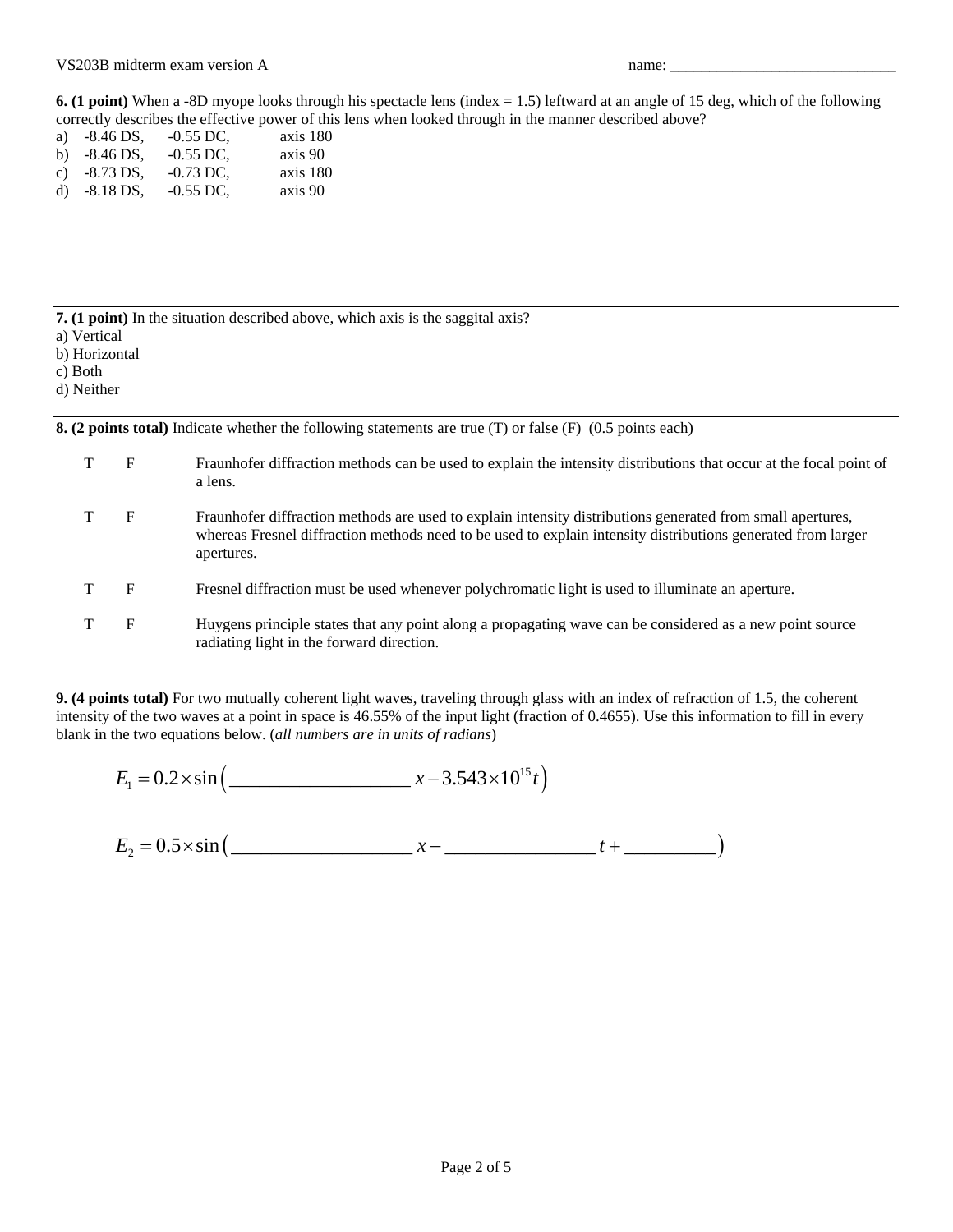VS203B midterm exam version A                                                                                    name: ______________________________

**6. (1 point)** When a -8D myope looks through his spectacle lens (index = 1.5) leftward at an angle of 15 deg, which of the following correctly describes the effective power of this lens when looked through in the manner described above?

a) -8.46 DS, -0.55 DC, axis 180
b) -8.46 DS, -0.55 DC, axis 90
c) -8.73 DS, -0.73 DC, axis 180
d) -8.18 DS, -0.55 DC, axis 90

**7. (1 point)** In the situation described above, which axis is the saggital axis?

a) Vertical
b) Horizontal
c) Both
d) Neither

**8. (2 points total)** Indicate whether the following statements are true (T) or false (F) (0.5 points each)

T F Fraunhofer diffraction methods can be used to explain the intensity distributions that occur at the focal point of a lens.

T F Fraunhofer diffraction methods are used to explain intensity distributions generated from small apertures, whereas Fresnel diffraction methods need to be used to explain intensity distributions generated from larger apertures.

T F Fresnel diffraction must be used whenever polychromatic light is used to illuminate an aperture.

T F Huygens principle states that any point along a propagating wave can be considered as a new point source radiating light in the forward direction.

**9. (4 points total)** For two mutually coherent light waves, traveling through glass with an index of refraction of 1.5, the coherent intensity of the two waves at a point in space is 46.55% of the input light (fraction of 0.4655). Use this information to fill in every blank in the two equations below. (*all numbers are in units of radians*)

$$E_1 = 0.2 \times \sin\left(\_\_\_\_\_\_\_\_\_\_\_\_\_\_\_\_\_\_\ x - 3.543 \times 10^{15} t\right)$$

$$E_2 = 0.5 \times \sin\left(\_\_\_\_\_\_\_\_\_\_\_\_\_\_\_\_\_\_\ x - \_\_\_\_\_\_\_\_\_\_\_\_\_\_\_\ t + \_\_\_\_\_\_\_\_\_\right)$$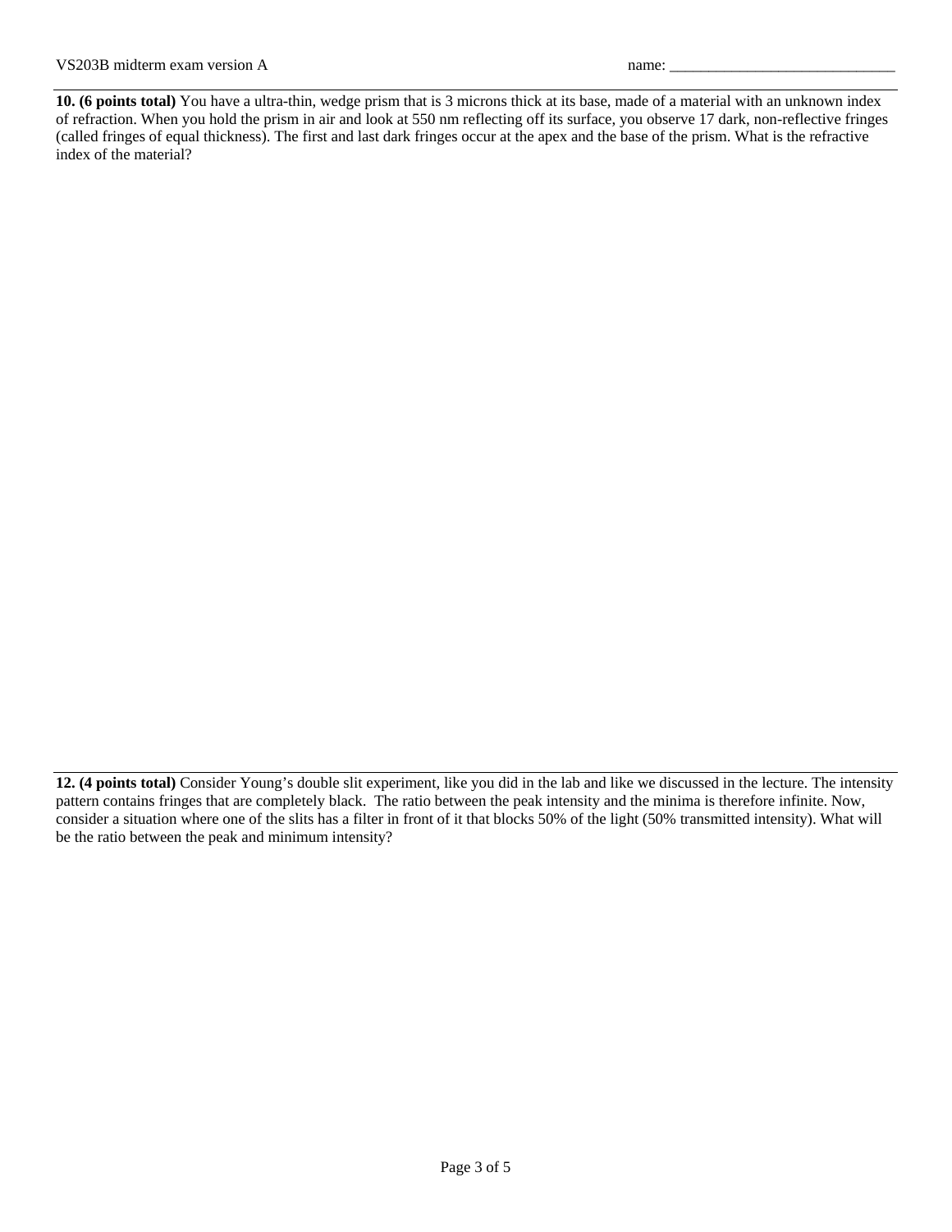**10. (6 points total)** You have a ultra-thin, wedge prism that is 3 microns thick at its base, made of a material with an unknown index of refraction. When you hold the prism in air and look at 550 nm reflecting off its surface, you observe 17 dark, non-reflective fringes (called fringes of equal thickness). The first and last dark fringes occur at the apex and the base of the prism. What is the refractive index of the material?

**12. (4 points total)** Consider Young's double slit experiment, like you did in the lab and like we discussed in the lecture. The intensity pattern contains fringes that are completely black. The ratio between the peak intensity and the minima is therefore infinite. Now, consider a situation where one of the slits has a filter in front of it that blocks 50% of the light (50% transmitted intensity). What will be the ratio between the peak and minimum intensity?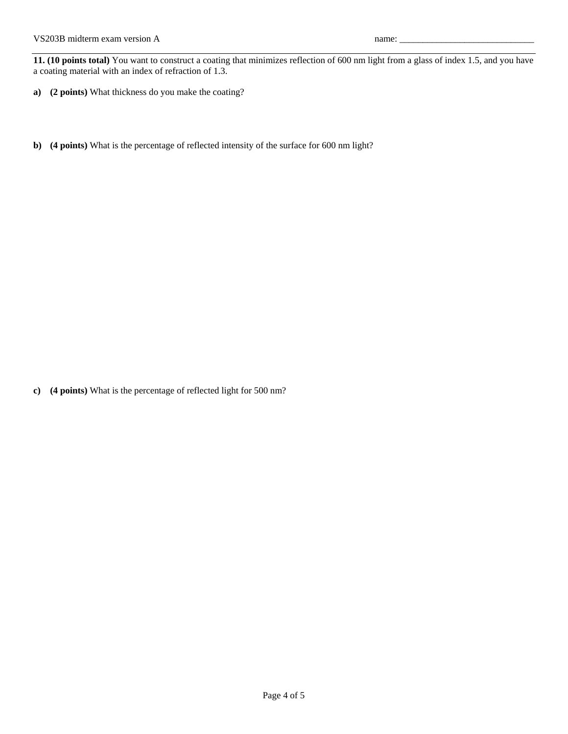**11. (10 points total)** You want to construct a coating that minimizes reflection of 600 nm light from a glass of index 1.5, and you have a coating material with an index of refraction of 1.3.

**a) (2 points)** What thickness do you make the coating?

**b) (4 points)** What is the percentage of reflected intensity of the surface for 600 nm light?

**c) (4 points)** What is the percentage of reflected light for 500 nm?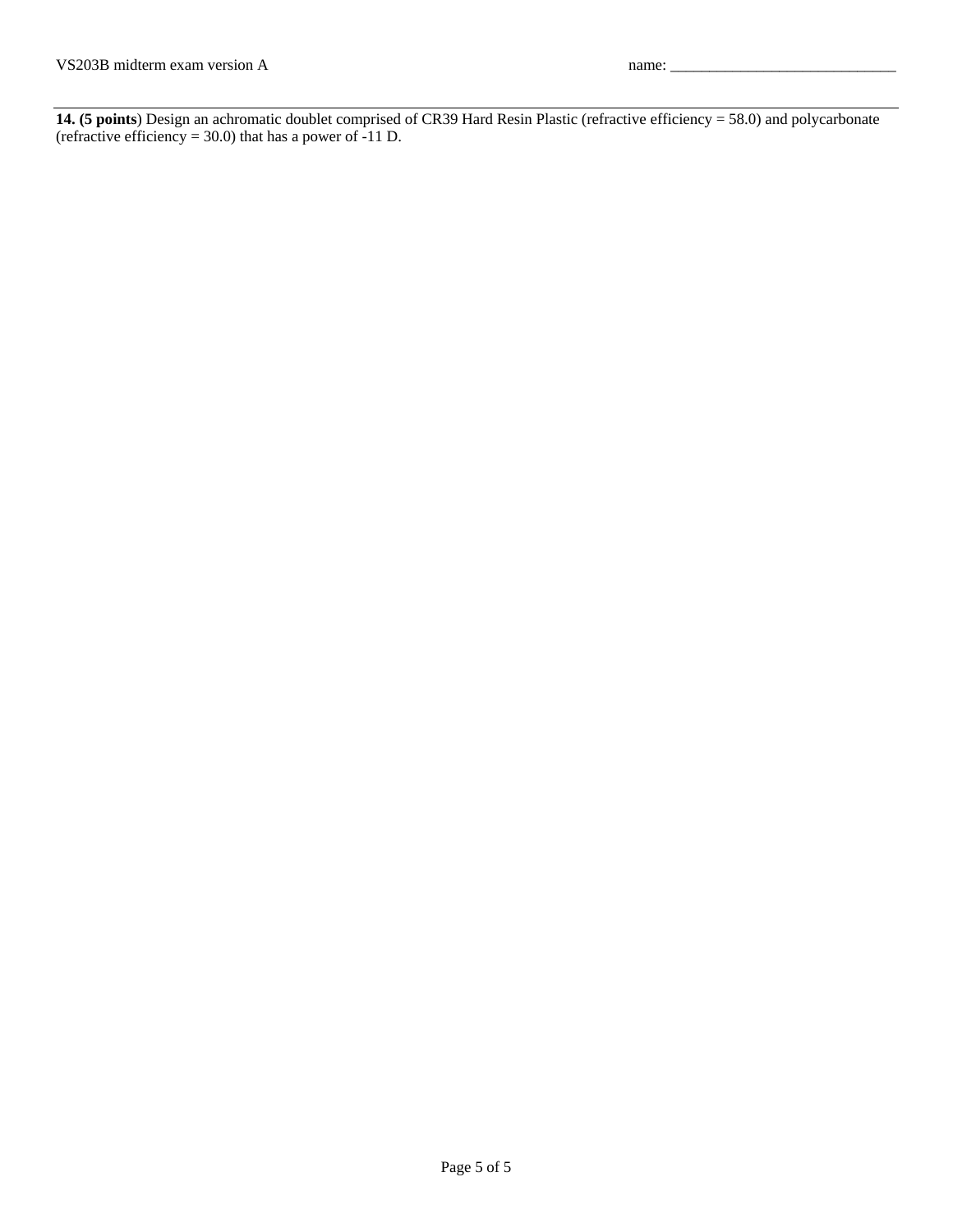**14. (5 points**) Design an achromatic doublet comprised of CR39 Hard Resin Plastic (refractive efficiency = 58.0) and polycarbonate (refractive efficiency = 30.0) that has a power of -11 D.